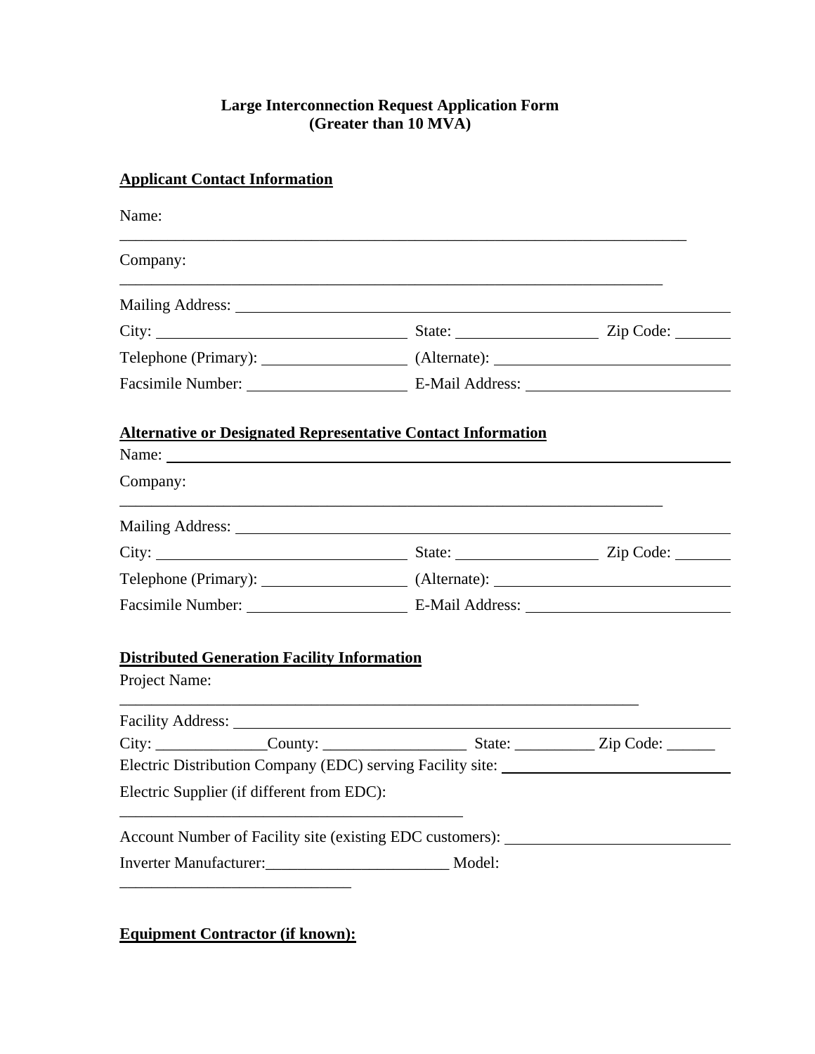**Large Interconnection Request Application Form**
**(Greater than 10 MVA)**

**Applicant Contact Information**

Name: ______________________________________________________________________

Company: ____________________________________________________________________

Mailing Address: ______________________________________________________________

City: ______________________________ State: ________________ Zip Code: _______

Telephone (Primary): ________________ (Alternate): ___________________________

Facsimile Number: __________________ E-Mail Address: _______________________

**Alternative or Designated Representative Contact Information**

Name: _________________________________________________________________________

Company: ____________________________________________________________________

Mailing Address: ______________________________________________________________

City: ______________________________ State: ________________ Zip Code: _______

Telephone (Primary): ________________ (Alternate): ___________________________

Facsimile Number: __________________ E-Mail Address: _______________________

**Distributed Generation Facility Information**

Project Name: _________________________________________________________________

Facility Address: _____________________________________________________________

City: ______________County: __________________ State: __________ Zip Code: ______

Electric Distribution Company (EDC) serving Facility site: ___________________________

Electric Supplier (if different from EDC): ___________________________________________

Account Number of Facility site (existing EDC customers): ___________________________

Inverter Manufacturer:_______________________ Model: _____________________________

**Equipment Contractor (if known):**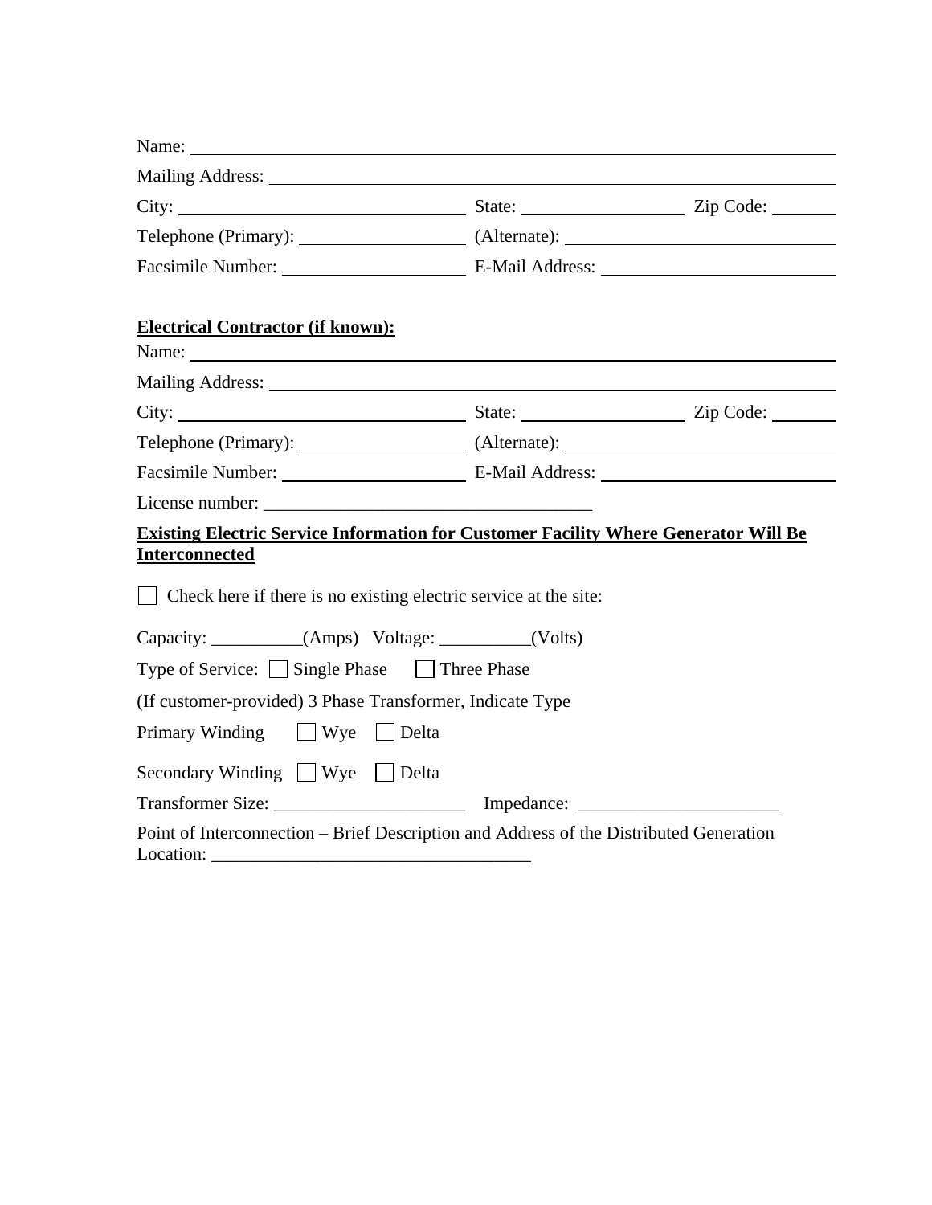Name: ____________________________________________

Mailing Address: ____________________________________________

City: ______________________ State: ______________ Zip Code: ________

Telephone (Primary): ______________ (Alternate): ______________________

Facsimile Number: ______________ E-Mail Address: ______________________

**Electrical Contractor (if known):**

Name: ____________________________________________

Mailing Address: ____________________________________________

City: ______________________ State: ______________ Zip Code: ________

Telephone (Primary): ______________ (Alternate): ______________________

Facsimile Number: ______________ E-Mail Address: ______________________

License number: ___________________________________

**Existing Electric Service Information for Customer Facility Where Generator Will Be Interconnected**

☐ Check here if there is no existing electric service at the site:

Capacity: __________(Amps) Voltage: __________(Volts)

Type of Service: ☐ Single Phase ☐ Three Phase

(If customer-provided) 3 Phase Transformer, Indicate Type

Primary Winding ☐ Wye ☐ Delta

Secondary Winding ☐ Wye ☐ Delta

Transformer Size: _____________________ Impedance: ______________________

Point of Interconnection – Brief Description and Address of the Distributed Generation Location: __________________________________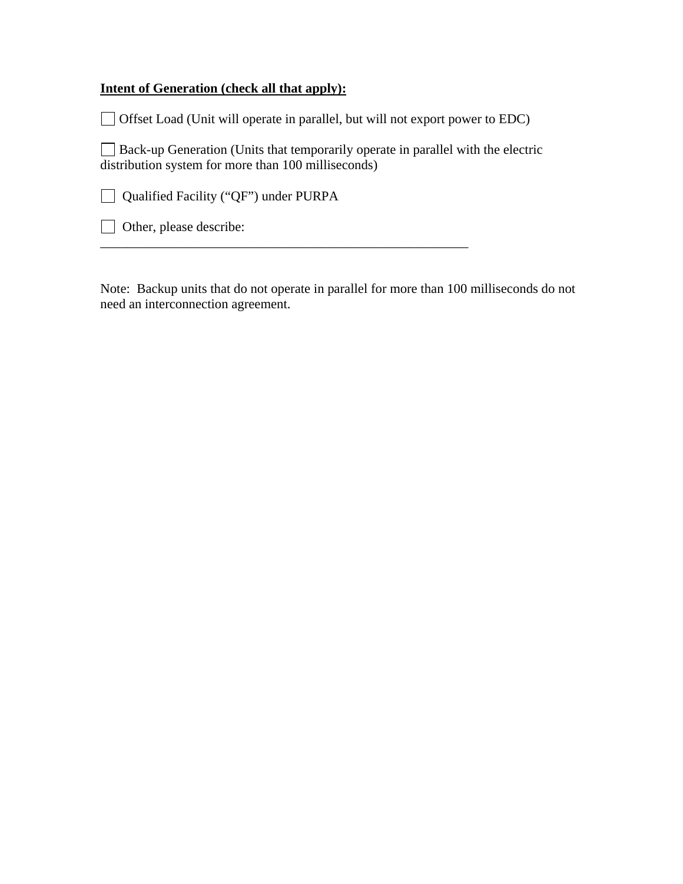**<u>Intent of Generation (check all that apply):</u>**

☐ Offset Load (Unit will operate in parallel, but will not export power to EDC)

☐ Back-up Generation (Units that temporarily operate in parallel with the electric distribution system for more than 100 milliseconds)

☐ Qualified Facility ("QF") under PURPA

☐ Other, please describe: ___________________________________________________________

Note: Backup units that do not operate in parallel for more than 100 milliseconds do not need an interconnection agreement.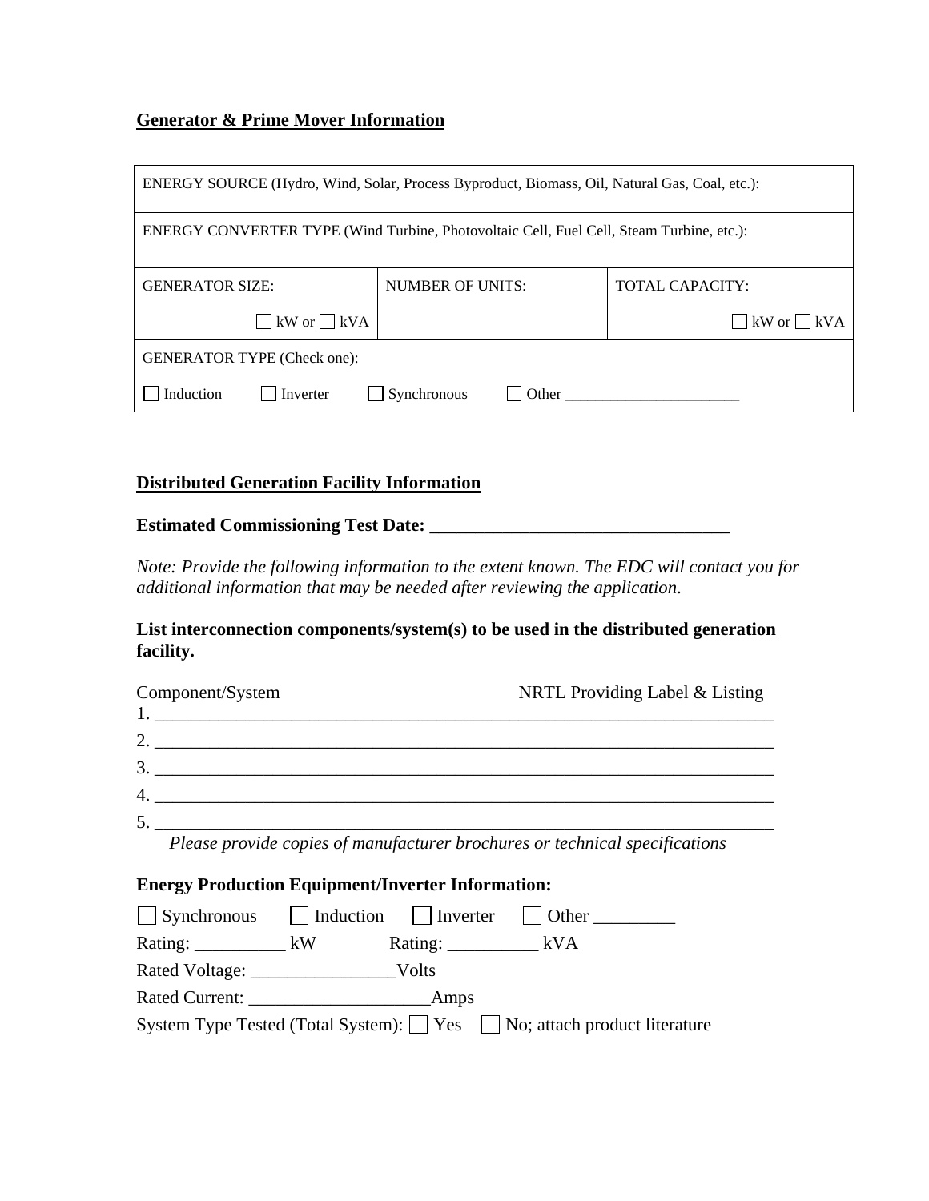**Generator & Prime Mover Information**

| ENERGY SOURCE (Hydro, Wind, Solar, Process Byproduct, Biomass, Oil, Natural Gas, Coal, etc.): | | |
|---|---|---|
| ENERGY CONVERTER TYPE (Wind Turbine, Photovoltaic Cell, Fuel Cell, Steam Turbine, etc.): | | |
| GENERATOR SIZE:<br>☐ kW or ☐ kVA | NUMBER OF UNITS: | TOTAL CAPACITY:<br>☐ kW or ☐ kVA |
| GENERATOR TYPE (Check one):<br>☐ Induction ☐ Inverter ☐ Synchronous ☐ Other ______________________ | | |

**Distributed Generation Facility Information**

**Estimated Commissioning Test Date: ________________________________**

*Note: Provide the following information to the extent known. The EDC will contact you for additional information that may be needed after reviewing the application.*

**List interconnection components/system(s) to be used in the distributed generation facility.**

Component/System NRTL Providing Label & Listing

1. ______________________________________________________________________
2. ______________________________________________________________________
3. ______________________________________________________________________
4. ______________________________________________________________________
5. ______________________________________________________________________

*Please provide copies of manufacturer brochures or technical specifications*

**Energy Production Equipment/Inverter Information:**

☐ Synchronous ☐ Induction ☐ Inverter ☐ Other _________

Rating: __________ kW Rating: __________ kVA

Rated Voltage: ________________Volts

Rated Current: ____________________Amps

System Type Tested (Total System): ☐ Yes ☐ No; attach product literature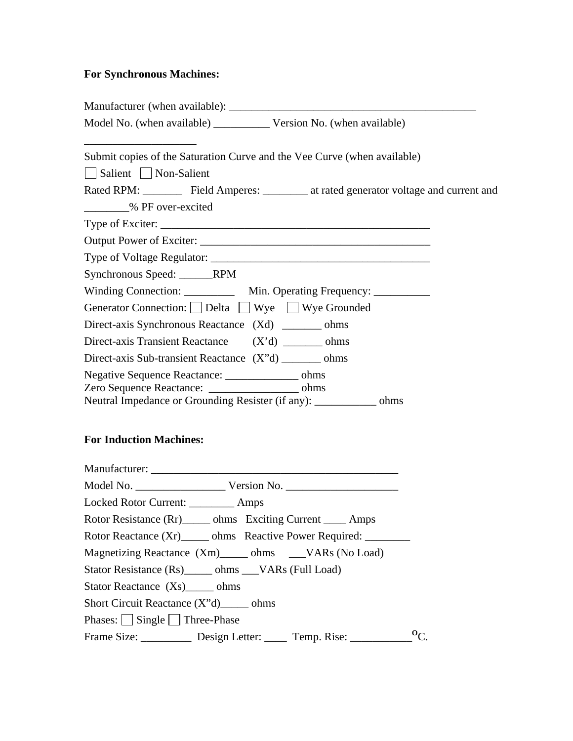**For Synchronous Machines:**

Manufacturer (when available): _____________________________________________

Model No. (when available) __________ Version No. (when available) ____________________

Submit copies of the Saturation Curve and the Vee Curve (when available)

☐ Salient ☐ Non-Salient

Rated RPM: _______ Field Amperes: ________ at rated generator voltage and current and ________% PF over-excited

Type of Exciter: _________________________________________________

Output Power of Exciter: __________________________________________

Type of Voltage Regulator: ________________________________________

Synchronous Speed: ______RPM

Winding Connection: _________ Min. Operating Frequency: __________

Generator Connection: ☐ Delta ☐ Wye ☐ Wye Grounded

Direct-axis Synchronous Reactance (Xd) _______ ohms

Direct-axis Transient Reactance (X'd) _______ ohms

Direct-axis Sub-transient Reactance (X"d) _______ ohms

Negative Sequence Reactance: _____________ ohms

Zero Sequence Reactance: ________________ ohms

Neutral Impedance or Grounding Resister (if any): ___________ ohms

**For Induction Machines:**

Manufacturer: _____________________________________________

Model No. ________________ Version No. ____________________

Locked Rotor Current: ________ Amps

Rotor Resistance (Rr)_____ ohms Exciting Current ____ Amps

Rotor Reactance (Xr)_____ ohms Reactive Power Required: ________

Magnetizing Reactance (Xm)_____ ohms ___VARs (No Load)

Stator Resistance (Rs)_____ ohms ___VARs (Full Load)

Stator Reactance (Xs)_____ ohms

Short Circuit Reactance (X"d)_____ ohms

Phases: ☐ Single ☐ Three-Phase

Frame Size: _________ Design Letter: ____ Temp. Rise: ___________$^{o}$C.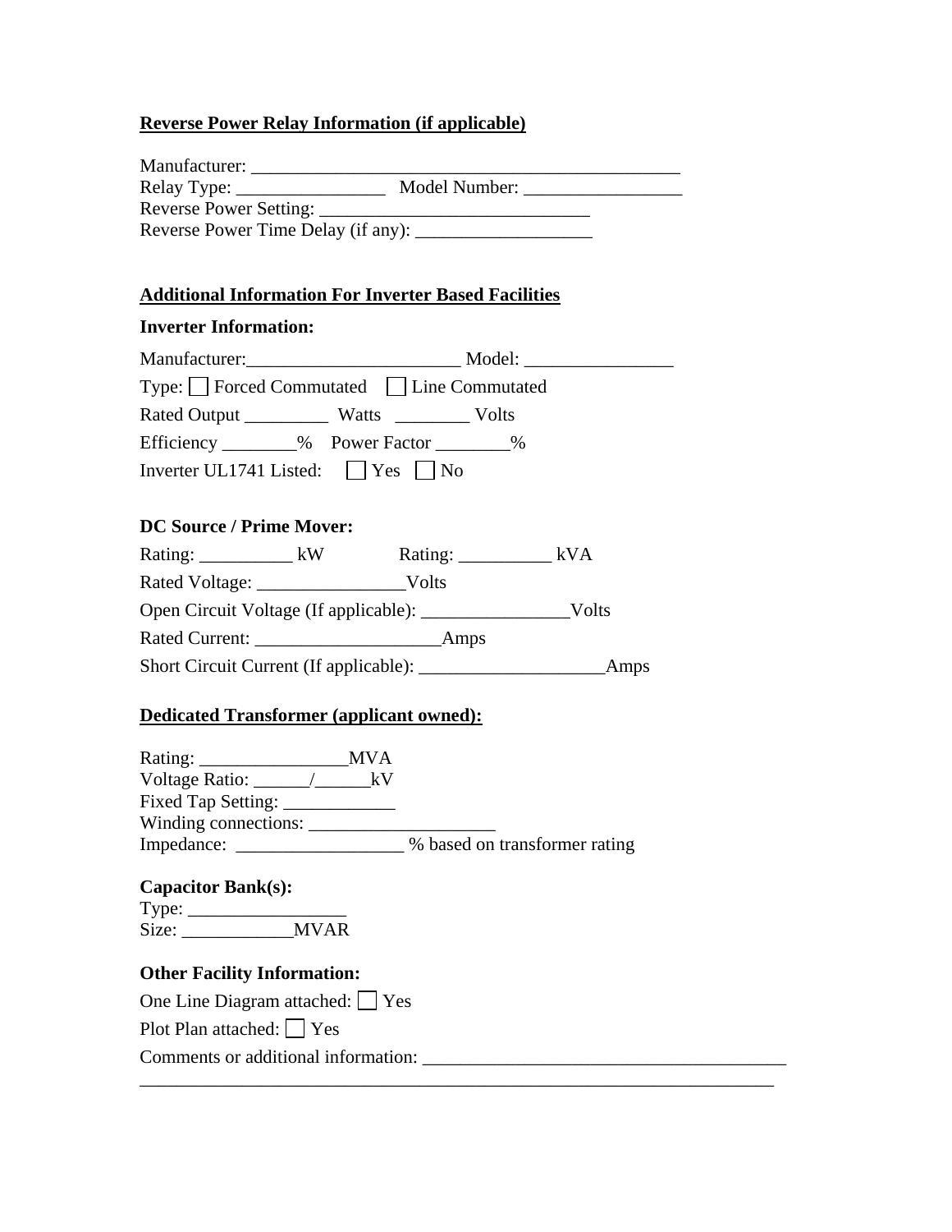**Reverse Power Relay Information (if applicable)**

Manufacturer: ______________________________________________

Relay Type: ________________ Model Number: _________________

Reverse Power Setting: ____________________________

Reverse Power Time Delay (if any): ___________________

**Additional Information For Inverter Based Facilities**

**Inverter Information:**

Manufacturer:_______________________ Model: ________________

Type: ☐ Forced Commutated ☐ Line Commutated

Rated Output _________ Watts ________ Volts

Efficiency ________% Power Factor ________%

Inverter UL1741 Listed: ☐ Yes ☐ No

**DC Source / Prime Mover:**

Rating: __________ kW Rating: __________ kVA

Rated Voltage: ________________Volts

Open Circuit Voltage (If applicable): ________________Volts

Rated Current: ___________________Amps

Short Circuit Current (If applicable): ___________________Amps

**Dedicated Transformer (applicant owned):**

Rating: ________________MVA

Voltage Ratio: ______/______kV

Fixed Tap Setting: ____________

Winding connections: ____________________

Impedance: __________________ % based on transformer rating

**Capacitor Bank(s):**

Type: _________________

Size: ____________MVAR

**Other Facility Information:**

One Line Diagram attached: ☐ Yes

Plot Plan attached: ☐ Yes

Comments or additional information: ______________________________________

_____________________________________________________________________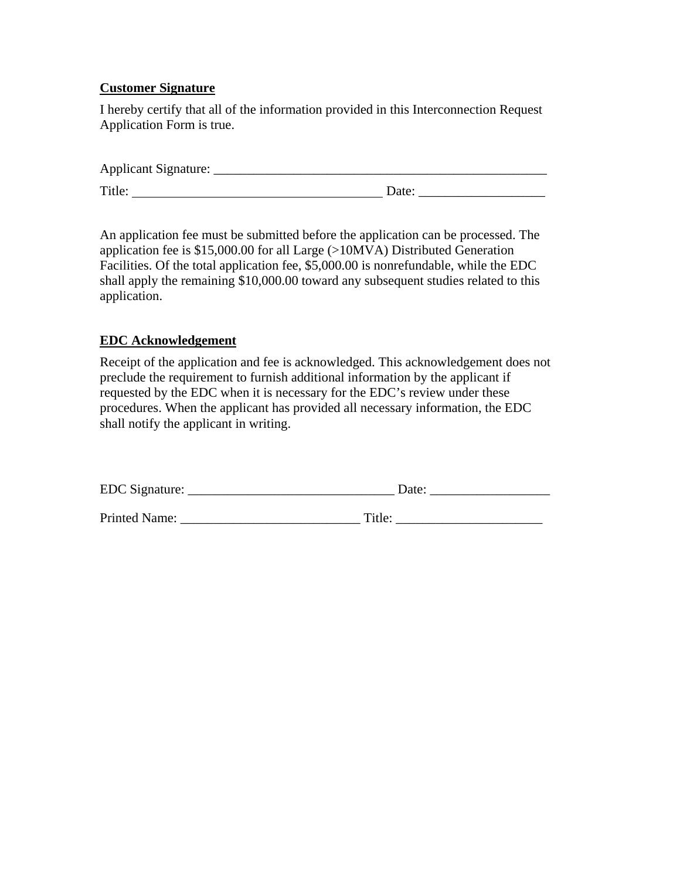**Customer Signature**

I hereby certify that all of the information provided in this Interconnection Request Application Form is true.

Applicant Signature: ____________________________________________________

Title: _______________________________________ Date: ___________________

An application fee must be submitted before the application can be processed. The application fee is $15,000.00 for all Large (>10MVA) Distributed Generation Facilities. Of the total application fee, $5,000.00 is nonrefundable, while the EDC shall apply the remaining $10,000.00 toward any subsequent studies related to this application.

**EDC Acknowledgement**

Receipt of the application and fee is acknowledged. This acknowledgement does not preclude the requirement to furnish additional information by the applicant if requested by the EDC when it is necessary for the EDC's review under these procedures. When the applicant has provided all necessary information, the EDC shall notify the applicant in writing.

EDC Signature: ________________________________ Date: __________________

Printed Name: ___________________________ Title: ______________________